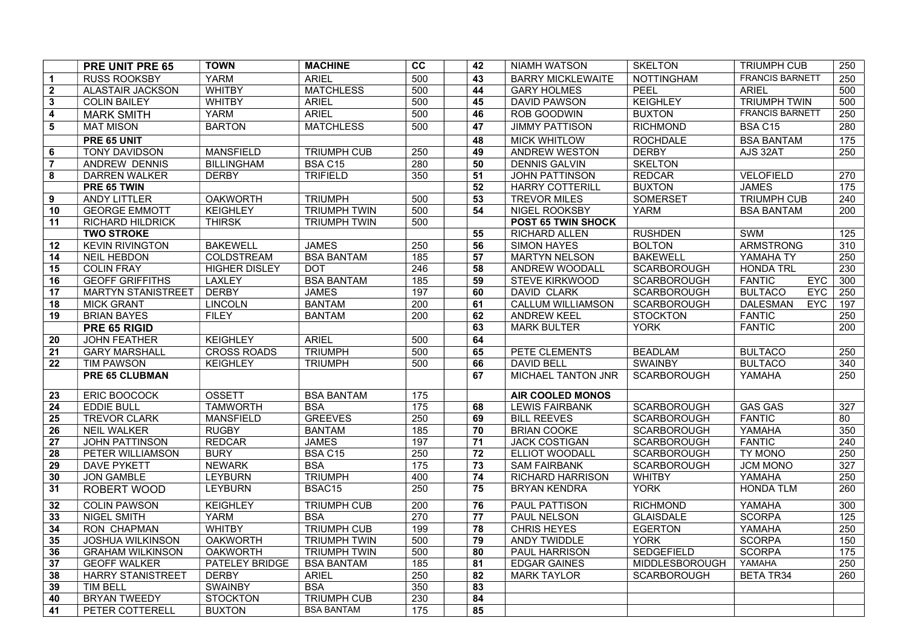| | PRE UNIT PRE 65 | TOWN | MACHINE | CC | | 42 | NIAMH WATSON | SKELTON | TRIUMPH CUB | 250 |
|---|---|---|---|---|---|---|---|---|---|---|
| 1 | RUSS ROOKSBY | YARM | ARIEL | 500 | | 43 | BARRY MICKLEWAITE | NOTTINGHAM | FRANCIS BARNETT | 250 |
| 2 | ALASTAIR JACKSON | WHITBY | MATCHLESS | 500 | | 44 | GARY HOLMES | PEEL | ARIEL | 500 |
| 3 | COLIN BAILEY | WHITBY | ARIEL | 500 | | 45 | DAVID PAWSON | KEIGHLEY | TRIUMPH TWIN | 500 |
| 4 | MARK SMITH | YARM | ARIEL | 500 | | 46 | ROB GOODWIN | BUXTON | FRANCIS BARNETT | 250 |
| 5 | MAT MISON | BARTON | MATCHLESS | 500 | | 47 | JIMMY PATTISON | RICHMOND | BSA C15 | 280 |
| | PRE 65 UNIT | | | | | 48 | MICK WHITLOW | ROCHDALE | BSA BANTAM | 175 |
| 6 | TONY DAVIDSON | MANSFIELD | TRIUMPH CUB | 250 | | 49 | ANDREW WESTON | DERBY | AJS 32AT | 250 |
| 7 | ANDREW DENNIS | BILLINGHAM | BSA C15 | 280 | | 50 | DENNIS GALVIN | SKELTON | | |
| 8 | DARREN WALKER | DERBY | TRIFIELD | 350 | | 51 | JOHN PATTINSON | REDCAR | VELOFIELD | 270 |
| | PRE 65 TWIN | | | | | 52 | HARRY COTTERILL | BUXTON | JAMES | 175 |
| 9 | ANDY LITTLER | OAKWORTH | TRIUMPH | 500 | | 53 | TREVOR MILES | SOMERSET | TRIUMPH CUB | 240 |
| 10 | GEORGE EMMOTT | KEIGHLEY | TRIUMPH TWIN | 500 | | 54 | NIGEL ROOKSBY | YARM | BSA BANTAM | 200 |
| 11 | RICHARD HILDRICK | THIRSK | TRIUMPH TWIN | 500 | | | POST 65 TWIN SHOCK | | | |
| | TWO STROKE | | | | | 55 | RICHARD ALLEN | RUSHDEN | SWM | 125 |
| 12 | KEVIN RIVINGTON | BAKEWELL | JAMES | 250 | | 56 | SIMON HAYES | BOLTON | ARMSTRONG | 310 |
| 14 | NEIL HEBDON | COLDSTREAM | BSA BANTAM | 185 | | 57 | MARTYN NELSON | BAKEWELL | YAMAHA TY | 250 |
| 15 | COLIN FRAY | HIGHER DISLEY | DOT | 246 | | 58 | ANDREW WOODALL | SCARBOROUGH | HONDA TRL | 230 |
| 16 | GEOFF GRIFFITHS | LAXLEY | BSA BANTAM | 185 | | 59 | STEVE KIRKWOOD | SCARBOROUGH | FANTIC EYC | 300 |
| 17 | MARTYN STANISTREET | DERBY | JAMES | 197 | | 60 | DAVID CLARK | SCARBOROUGH | BULTACO EYC | 250 |
| 18 | MICK GRANT | LINCOLN | BANTAM | 200 | | 61 | CALLUM WILLIAMSON | SCARBOROUGH | DALESMAN EYC | 197 |
| 19 | BRIAN BAYES | FILEY | BANTAM | 200 | | 62 | ANDREW KEEL | STOCKTON | FANTIC | 250 |
| | PRE 65 RIGID | | | | | 63 | MARK BULTER | YORK | FANTIC | 200 |
| 20 | JOHN FEATHER | KEIGHLEY | ARIEL | 500 | | 64 | | | | |
| 21 | GARY MARSHALL | CROSS ROADS | TRIUMPH | 500 | | 65 | PETE CLEMENTS | BEADLAM | BULTACO | 250 |
| 22 | TIM PAWSON | KEIGHLEY | TRIUMPH | 500 | | 66 | DAVID BELL | SWAINBY | BULTACO | 340 |
| | PRE 65 CLUBMAN | | | | | 67 | MICHAEL TANTON JNR | SCARBOROUGH | YAMAHA | 250 |
| 23 | ERIC BOOCOCK | OSSETT | BSA BANTAM | 175 | | | AIR COOLED MONOS | | | |
| 24 | EDDIE BULL | TAMWORTH | BSA | 175 | | 68 | LEWIS FAIRBANK | SCARBOROUGH | GAS GAS | 327 |
| 25 | TREVOR CLARK | MANSFIELD | GREEVES | 250 | | 69 | BILL REEVES | SCARBOROUGH | FANTIC | 80 |
| 26 | NEIL WALKER | RUGBY | BANTAM | 185 | | 70 | BRIAN COOKE | SCARBOROUGH | YAMAHA | 350 |
| 27 | JOHN PATTINSON | REDCAR | JAMES | 197 | | 71 | JACK COSTIGAN | SCARBOROUGH | FANTIC | 240 |
| 28 | PETER WILLIAMSON | BURY | BSA C15 | 250 | | 72 | ELLIOT WOODALL | SCARBOROUGH | TY MONO | 250 |
| 29 | DAVE PYKETT | NEWARK | BSA | 175 | | 73 | SAM FAIRBANK | SCARBOROUGH | JCM MONO | 327 |
| 30 | JON GAMBLE | LEYBURN | TRIUMPH | 400 | | 74 | RICHARD HARRISON | WHITBY | YAMAHA | 250 |
| 31 | ROBERT WOOD | LEYBURN | BSAC15 | 250 | | 75 | BRYAN KENDRA | YORK | HONDA TLM | 260 |
| 32 | COLIN PAWSON | KEIGHLEY | TRIUMPH CUB | 200 | | 76 | PAUL PATTISON | RICHMOND | YAMAHA | 300 |
| 33 | NIGEL SMITH | YARM | BSA | 270 | | 77 | PAUL NELSON | GLAISDALE | SCORPA | 125 |
| 34 | RON CHAPMAN | WHITBY | TRIUMPH CUB | 199 | | 78 | CHRIS HEYES | EGERTON | YAMAHA | 250 |
| 35 | JOSHUA WILKINSON | OAKWORTH | TRIUMPH TWIN | 500 | | 79 | ANDY TWIDDLE | YORK | SCORPA | 150 |
| 36 | GRAHAM WILKINSON | OAKWORTH | TRIUMPH TWIN | 500 | | 80 | PAUL HARRISON | SEDGEFIELD | SCORPA | 175 |
| 37 | GEOFF WALKER | PATELEY BRIDGE | BSA BANTAM | 185 | | 81 | EDGAR GAINES | MIDDLESBOROUGH | YAMAHA | 250 |
| 38 | HARRY STANISTREET | DERBY | ARIEL | 250 | | 82 | MARK TAYLOR | SCARBOROUGH | BETA TR34 | 260 |
| 39 | TIM BELL | SWAINBY | BSA | 350 | | 83 | | | | |
| 40 | BRYAN TWEEDY | STOCKTON | TRIUMPH CUB | 230 | | 84 | | | | |
| 41 | PETER COTTERELL | BUXTON | BSA BANTAM | 175 | | 85 | | | | |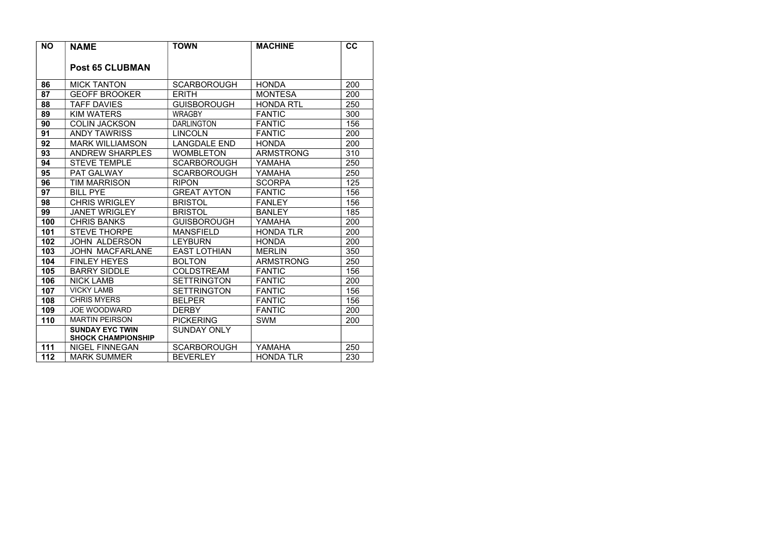| NO | NAME | TOWN | MACHINE | CC |
|---|---|---|---|---|
| | **Post 65 CLUBMAN** | | | |
| 86 | MICK TANTON | SCARBOROUGH | HONDA | 200 |
| 87 | GEOFF BROOKER | ERITH | MONTESA | 200 |
| 88 | TAFF DAVIES | GUISBOROUGH | HONDA RTL | 250 |
| 89 | KIM WATERS | WRAGBY | FANTIC | 300 |
| 90 | COLIN JACKSON | DARLINGTON | FANTIC | 156 |
| 91 | ANDY TAWRISS | LINCOLN | FANTIC | 200 |
| 92 | MARK WILLIAMSON | LANGDALE END | HONDA | 200 |
| 93 | ANDREW SHARPLES | WOMBLETON | ARMSTRONG | 310 |
| 94 | STEVE TEMPLE | SCARBOROUGH | YAMAHA | 250 |
| 95 | PAT GALWAY | SCARBOROUGH | YAMAHA | 250 |
| 96 | TIM MARRISON | RIPON | SCORPA | 125 |
| 97 | BILL PYE | GREAT AYTON | FANTIC | 156 |
| 98 | CHRIS WRIGLEY | BRISTOL | FANLEY | 156 |
| 99 | JANET WRIGLEY | BRISTOL | BANLEY | 185 |
| 100 | CHRIS BANKS | GUISBOROUGH | YAMAHA | 200 |
| 101 | STEVE THORPE | MANSFIELD | HONDA TLR | 200 |
| 102 | JOHN ALDERSON | LEYBURN | HONDA | 200 |
| 103 | JOHN MACFARLANE | EAST LOTHIAN | MERLIN | 350 |
| 104 | FINLEY HEYES | BOLTON | ARMSTRONG | 250 |
| 105 | BARRY SIDDLE | COLDSTREAM | FANTIC | 156 |
| 106 | NICK LAMB | SETTRINGTON | FANTIC | 200 |
| 107 | VICKY LAMB | SETTRINGTON | FANTIC | 156 |
| 108 | CHRIS MYERS | BELPER | FANTIC | 156 |
| 109 | JOE WOODWARD | DERBY | FANTIC | 200 |
| 110 | MARTIN PEIRSON | PICKERING | SWM | 200 |
| | **SUNDAY EYC TWIN SHOCK CHAMPIONSHIP** | SUNDAY ONLY | | |
| 111 | NIGEL FINNEGAN | SCARBOROUGH | YAMAHA | 250 |
| 112 | MARK SUMMER | BEVERLEY | HONDA TLR | 230 |